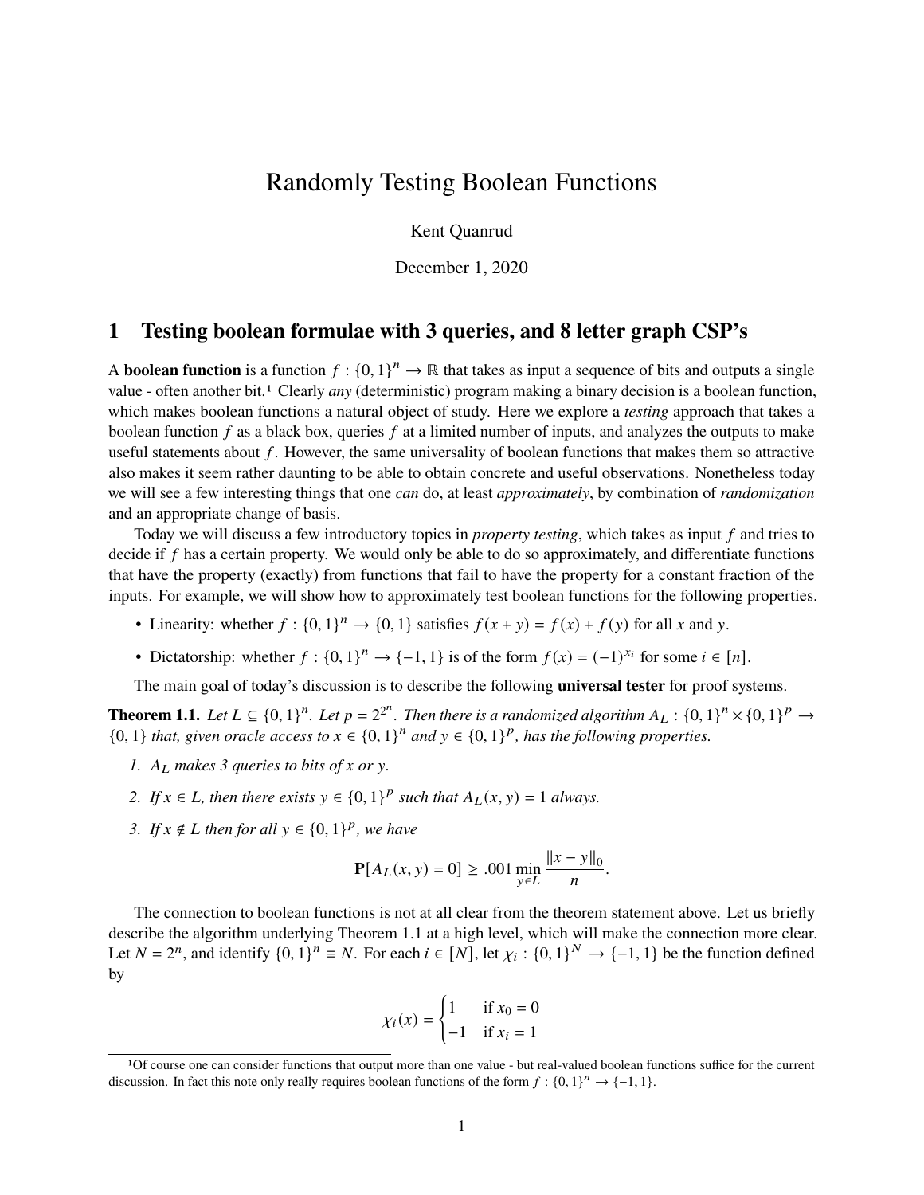# Randomly Testing Boolean Functions

Kent Quanrud

December 1, 2020

## 1 Testing boolean formulae with 3 queries, and 8 letter graph CSP's

A **boolean function** is a function $f : \{0,1\}^n \to \mathbb{R}$ that takes as input a sequence of bits and outputs a single value - often another bit.[1] Clearly *any* (deterministic) program making a binary decision is a boolean function, which makes boolean functions a natural object of study. Here we explore a *testing* approach that takes a boolean function $f$ as a black box, queries $f$ at a limited number of inputs, and analyzes the outputs to make useful statements about $f$. However, the same universality of boolean functions that makes them so attractive also makes it seem rather daunting to be able to obtain concrete and useful observations. Nonetheless today we will see a few interesting things that one *can* do, at least *approximately*, by combination of *randomization* and an appropriate change of basis.

Today we will discuss a few introductory topics in *property testing*, which takes as input $f$ and tries to decide if $f$ has a certain property. We would only be able to do so approximately, and differentiate functions that have the property (exactly) from functions that fail to have the property for a constant fraction of the inputs. For example, we will show how to approximately test boolean functions for the following properties.

- Linearity: whether $f : \{0,1\}^n \to \{0,1\}$ satisfies $f(x+y) = f(x) + f(y)$ for all $x$ and $y$.
- Dictatorship: whether $f : \{0,1\}^n \to \{-1,1\}$ is of the form $f(x) = (-1)^{x_i}$ for some $i \in [n]$.

The main goal of today's discussion is to describe the following **universal tester** for proof systems.

**Theorem 1.1.** *Let $L \subseteq \{0,1\}^n$. Let $p = 2^{2^n}$. Then there is a randomized algorithm $A_L : \{0,1\}^n \times \{0,1\}^p \to \{0,1\}$ that, given oracle access to $x \in \{0,1\}^n$ and $y \in \{0,1\}^p$, has the following properties.*

1. *$A_L$ makes 3 queries to bits of $x$ or $y$.*
2. *If $x \in L$, then there exists $y \in \{0,1\}^p$ such that $A_L(x,y) = 1$ always.*
3. *If $x \notin L$ then for all $y \in \{0,1\}^p$, we have*

$$\mathbf{P}[A_L(x,y) = 0] \geq .001 \min_{y \in L} \frac{\|x - y\|_0}{n}.$$

The connection to boolean functions is not at all clear from the theorem statement above. Let us briefly describe the algorithm underlying Theorem 1.1 at a high level, which will make the connection more clear. Let $N = 2^n$, and identify $\{0,1\}^n \equiv N$. For each $i \in [N]$, let $\chi_i : \{0,1\}^N \to \{-1,1\}$ be the function defined by

$$\chi_i(x) = \begin{cases} 1 & \text{if } x_0 = 0 \\ -1 & \text{if } x_i = 1 \end{cases}$$

[1] Of course one can consider functions that output more than one value - but real-valued boolean functions suffice for the current discussion. In fact this note only really requires boolean functions of the form $f : \{0,1\}^n \to \{-1,1\}$.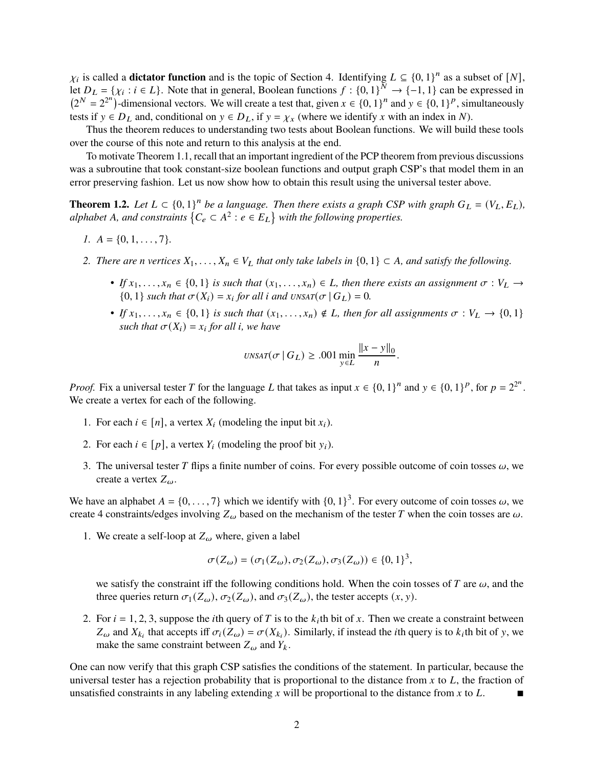$\chi_i$ is called a **dictator function** and is the topic of Section 4. Identifying $L \subseteq \{0,1\}^n$ as a subset of $[N]$, let $D_L = \{\chi_i : i \in L\}$. Note that in general, Boolean functions $f : \{0,1\}^N \to \{-1,1\}$ can be expressed in $(2^N = 2^{2^n})$-dimensional vectors. We will create a test that, given $x \in \{0,1\}^n$ and $y \in \{0,1\}^p$, simultaneously tests if $y \in D_L$ and, conditional on $y \in D_L$, if $y = \chi_x$ (where we identify $x$ with an index in $N$).

Thus the theorem reduces to understanding two tests about Boolean functions. We will build these tools over the course of this note and return to this analysis at the end.

To motivate Theorem 1.1, recall that an important ingredient of the PCP theorem from previous discussions was a subroutine that took constant-size boolean functions and output graph CSP's that model them in an error preserving fashion. Let us now show how to obtain this result using the universal tester above.

**Theorem 1.2.** *Let $L \subset \{0,1\}^n$ be a language. Then there exists a graph CSP with graph $G_L = (V_L, E_L)$, alphabet $A$, and constraints $\{C_e \subset A^2 : e \in E_L\}$ with the following properties.*

1. *$A = \{0, 1, \ldots, 7\}$.*
2. *There are $n$ vertices $X_1, \ldots, X_n \in V_L$ that only take labels in $\{0,1\} \subset A$, and satisfy the following.*
   - *If $x_1, \ldots, x_n \in \{0,1\}$ is such that $(x_1, \ldots, x_n) \in L$, then there exists an assignment $\sigma : V_L \to \{0,1\}$ such that $\sigma(X_i) = x_i$ for all $i$ and $\text{UNSAT}(\sigma \mid G_L) = 0$.*
   - *If $x_1, \ldots, x_n \in \{0,1\}$ is such that $(x_1, \ldots, x_n) \notin L$, then for all assignments $\sigma : V_L \to \{0,1\}$ such that $\sigma(X_i) = x_i$ for all $i$, we have*

$$\text{UNSAT}(\sigma \mid G_L) \geq .001 \min_{y \in L} \frac{\|x - y\|_0}{n}.$$

*Proof.* Fix a universal tester $T$ for the language $L$ that takes as input $x \in \{0,1\}^n$ and $y \in \{0,1\}^p$, for $p = 2^{2^n}$. We create a vertex for each of the following.

1. For each $i \in [n]$, a vertex $X_i$ (modeling the input bit $x_i$).
2. For each $i \in [p]$, a vertex $Y_i$ (modeling the proof bit $y_i$).
3. The universal tester $T$ flips a finite number of coins. For every possible outcome of coin tosses $\omega$, we create a vertex $Z_\omega$.

We have an alphabet $A = \{0, \ldots, 7\}$ which we identify with $\{0,1\}^3$. For every outcome of coin tosses $\omega$, we create 4 constraints/edges involving $Z_\omega$ based on the mechanism of the tester $T$ when the coin tosses are $\omega$.

1. We create a self-loop at $Z_\omega$ where, given a label

$$\sigma(Z_\omega) = (\sigma_1(Z_\omega), \sigma_2(Z_\omega), \sigma_3(Z_\omega)) \in \{0,1\}^3,$$

   we satisfy the constraint iff the following conditions hold. When the coin tosses of $T$ are $\omega$, and the three queries return $\sigma_1(Z_\omega)$, $\sigma_2(Z_\omega)$, and $\sigma_3(Z_\omega)$, the tester accepts $(x, y)$.

2. For $i = 1, 2, 3$, suppose the $i$th query of $T$ is to the $k_i$th bit of $x$. Then we create a constraint between $Z_\omega$ and $X_{k_i}$ that accepts iff $\sigma_i(Z_\omega) = \sigma(X_{k_i})$. Similarly, if instead the $i$th query is to $k_i$th bit of $y$, we make the same constraint between $Z_\omega$ and $Y_k$.

One can now verify that this graph CSP satisfies the conditions of the statement. In particular, because the universal tester has a rejection probability that is proportional to the distance from $x$ to $L$, the fraction of unsatisfied constraints in any labeling extending $x$ will be proportional to the distance from $x$ to $L$. ∎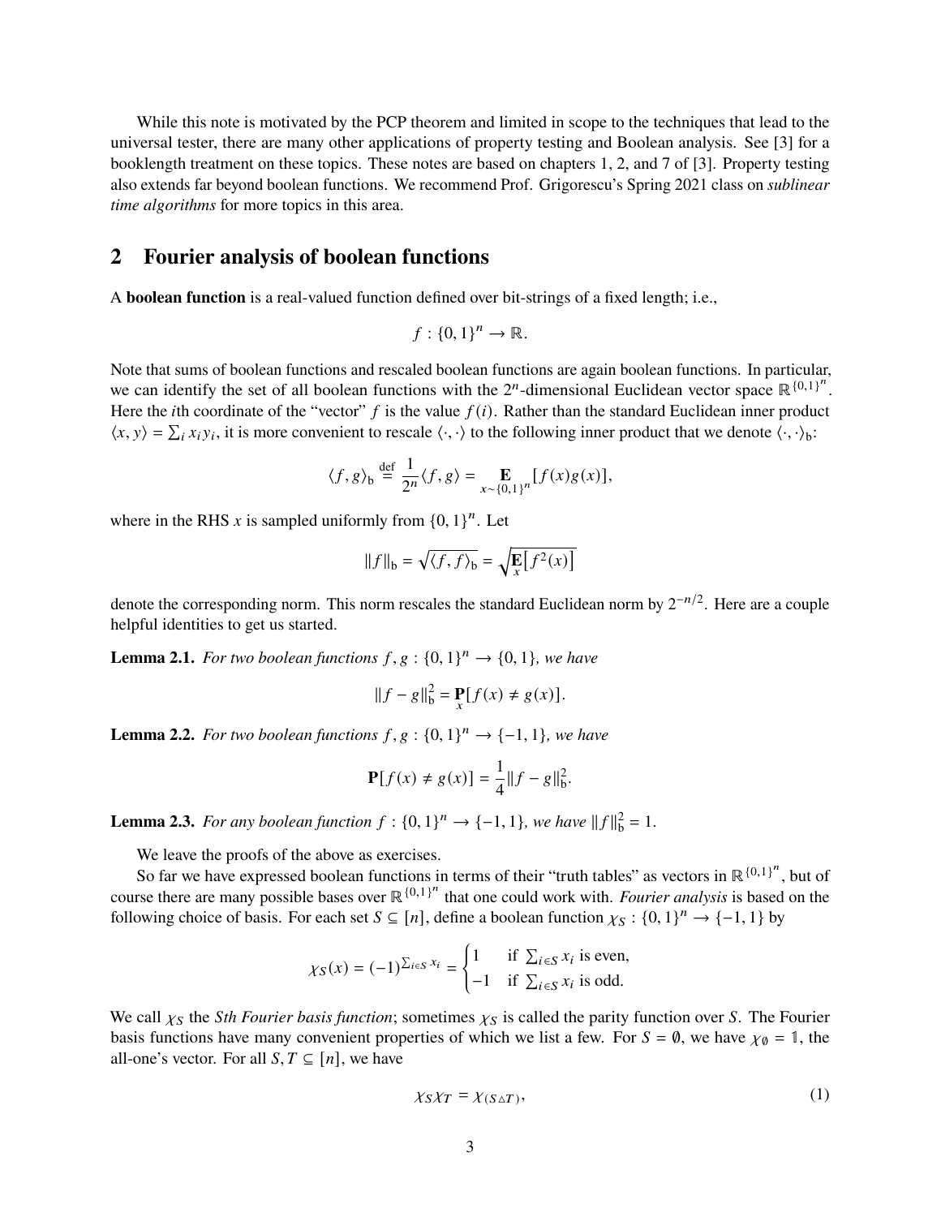While this note is motivated by the PCP theorem and limited in scope to the techniques that lead to the universal tester, there are many other applications of property testing and Boolean analysis. See [3] for a booklength treatment on these topics. These notes are based on chapters 1, 2, and 7 of [3]. Property testing also extends far beyond boolean functions. We recommend Prof. Grigorescu's Spring 2021 class on *sublinear time algorithms* for more topics in this area.

## 2 Fourier analysis of boolean functions

A **boolean function** is a real-valued function defined over bit-strings of a fixed length; i.e.,

$$f : \{0,1\}^n \to \mathbb{R}.$$

Note that sums of boolean functions and rescaled boolean functions are again boolean functions. In particular, we can identify the set of all boolean functions with the $2^n$-dimensional Euclidean vector space $\mathbb{R}^{\{0,1\}^n}$. Here the $i$th coordinate of the "vector" $f$ is the value $f(i)$. Rather than the standard Euclidean inner product $\langle x, y \rangle = \sum_i x_i y_i$, it is more convenient to rescale $\langle \cdot, \cdot \rangle$ to the following inner product that we denote $\langle \cdot, \cdot \rangle_{\mathrm{b}}$:

$$\langle f, g \rangle_{\mathrm{b}} \stackrel{\text{def}}{=} \frac{1}{2^n} \langle f, g \rangle = \mathop{\mathbf{E}}_{x \sim \{0,1\}^n} [f(x) g(x)],$$

where in the RHS $x$ is sampled uniformly from $\{0,1\}^n$. Let

$$\|f\|_{\mathrm{b}} = \sqrt{\langle f, f \rangle_{\mathrm{b}}} = \sqrt{\mathop{\mathbf{E}}_{x}\left[f^2(x)\right]}$$

denote the corresponding norm. This norm rescales the standard Euclidean norm by $2^{-n/2}$. Here are a couple helpful identities to get us started.

**Lemma 2.1.** *For two boolean functions $f, g : \{0,1\}^n \to \{0,1\}$, we have*

$$\|f - g\|_{\mathrm{b}}^2 = \mathop{\mathbf{P}}_{x}[f(x) \neq g(x)].$$

**Lemma 2.2.** *For two boolean functions $f, g : \{0,1\}^n \to \{-1,1\}$, we have*

$$\mathbf{P}[f(x) \neq g(x)] = \frac{1}{4} \|f - g\|_{\mathrm{b}}^2.$$

**Lemma 2.3.** *For any boolean function $f : \{0,1\}^n \to \{-1,1\}$, we have $\|f\|_{\mathrm{b}}^2 = 1$.*

We leave the proofs of the above as exercises.

So far we have expressed boolean functions in terms of their "truth tables" as vectors in $\mathbb{R}^{\{0,1\}^n}$, but of course there are many possible bases over $\mathbb{R}^{\{0,1\}^n}$ that one could work with. *Fourier analysis* is based on the following choice of basis. For each set $S \subseteq [n]$, define a boolean function $\chi_S : \{0,1\}^n \to \{-1,1\}$ by

$$\chi_S(x) = (-1)^{\sum_{i \in S} x_i} = \begin{cases} 1 & \text{if } \sum_{i \in S} x_i \text{ is even,} \\ -1 & \text{if } \sum_{i \in S} x_i \text{ is odd.} \end{cases}$$

We call $\chi_S$ the *Sth Fourier basis function*; sometimes $\chi_S$ is called the parity function over $S$. The Fourier basis functions have many convenient properties of which we list a few. For $S = \emptyset$, we have $\chi_\emptyset = \mathbb{1}$, the all-one's vector. For all $S, T \subseteq [n]$, we have

$$\chi_S \chi_T = \chi_{(S \triangle T)}, \tag{1}$$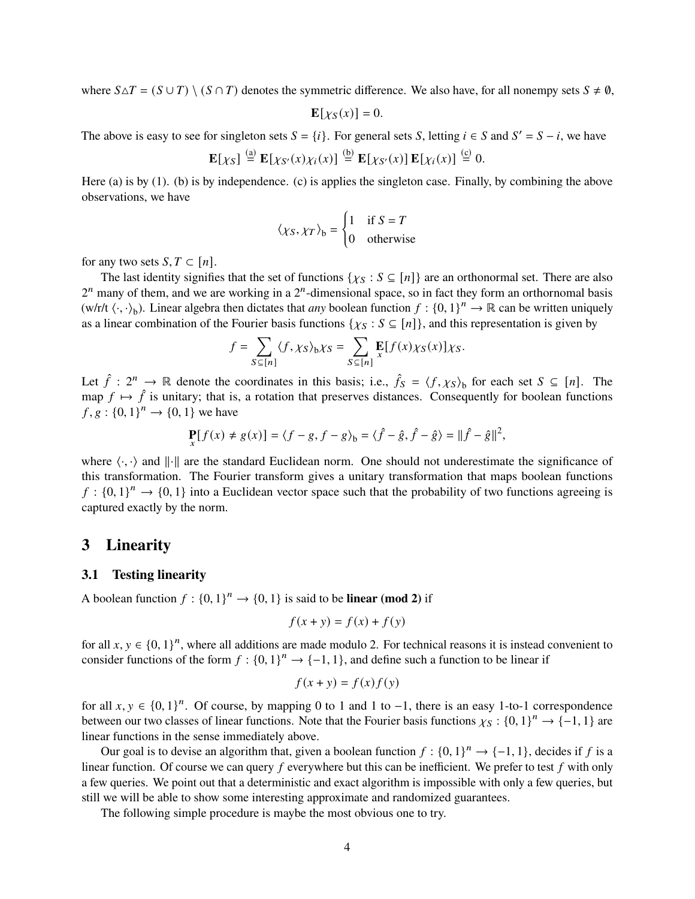where $S \triangle T = (S \cup T) \setminus (S \cap T)$ denotes the symmetric difference. We also have, for all nonempy sets $S \neq \emptyset$,

$$\mathbf{E}[\chi_S(x)] = 0.$$

The above is easy to see for singleton sets $S = \{i\}$. For general sets $S$, letting $i \in S$ and $S' = S - i$, we have

$$\mathbf{E}[\chi_S] \overset{\text{(a)}}{=} \mathbf{E}[\chi_{S'}(x)\chi_i(x)] \overset{\text{(b)}}{=} \mathbf{E}[\chi_{S'}(x)]\,\mathbf{E}[\chi_i(x)] \overset{\text{(c)}}{=} 0.$$

Here (a) is by (1). (b) is by independence. (c) is applies the singleton case. Finally, by combining the above observations, we have

$$\langle \chi_S, \chi_T \rangle_{\text{b}} = \begin{cases} 1 & \text{if } S = T \\ 0 & \text{otherwise} \end{cases}$$

for any two sets $S, T \subset [n]$.

The last identity signifies that the set of functions $\{\chi_S : S \subseteq [n]\}$ are an orthonormal set. There are also $2^n$ many of them, and we are working in a $2^n$-dimensional space, so in fact they form an orthornomal basis (w/r/t $\langle \cdot, \cdot \rangle_{\text{b}}$). Linear algebra then dictates that *any* boolean function $f : \{0,1\}^n \to \mathbb{R}$ can be written uniquely as a linear combination of the Fourier basis functions $\{\chi_S : S \subseteq [n]\}$, and this representation is given by

$$f = \sum_{S \subseteq [n]} \langle f, \chi_S \rangle_{\text{b}} \chi_S = \sum_{S \subseteq [n]} \mathbf{E}_x[f(x)\chi_S(x)]\chi_S.$$

Let $\hat{f} : 2^n \to \mathbb{R}$ denote the coordinates in this basis; i.e., $\hat{f}_S = \langle f, \chi_S \rangle_{\text{b}}$ for each set $S \subseteq [n]$. The map $f \mapsto \hat{f}$ is unitary; that is, a rotation that preserves distances. Consequently for boolean functions $f, g : \{0,1\}^n \to \{0,1\}$ we have

$$\mathbf{P}_x[f(x) \neq g(x)] = \langle f - g, f - g \rangle_{\text{b}} = \langle \hat{f} - \hat{g}, \hat{f} - \hat{g} \rangle = \|\hat{f} - \hat{g}\|^2,$$

where $\langle \cdot, \cdot \rangle$ and $\|\cdot\|$ are the standard Euclidean norm. One should not underestimate the significance of this transformation. The Fourier transform gives a unitary transformation that maps boolean functions $f : \{0,1\}^n \to \{0,1\}$ into a Euclidean vector space such that the probability of two functions agreeing is captured exactly by the norm.

# 3 Linearity

## 3.1 Testing linearity

A boolean function $f : \{0,1\}^n \to \{0,1\}$ is said to be **linear (mod 2)** if

$$f(x + y) = f(x) + f(y)$$

for all $x, y \in \{0,1\}^n$, where all additions are made modulo 2. For technical reasons it is instead convenient to consider functions of the form $f : \{0,1\}^n \to \{-1,1\}$, and define such a function to be linear if

$$f(x + y) = f(x)f(y)$$

for all $x, y \in \{0,1\}^n$. Of course, by mapping 0 to 1 and 1 to $-1$, there is an easy 1-to-1 correspondence between our two classes of linear functions. Note that the Fourier basis functions $\chi_S : \{0,1\}^n \to \{-1,1\}$ are linear functions in the sense immediately above.

Our goal is to devise an algorithm that, given a boolean function $f : \{0,1\}^n \to \{-1,1\}$, decides if $f$ is a linear function. Of course we can query $f$ everywhere but this can be inefficient. We prefer to test $f$ with only a few queries. We point out that a deterministic and exact algorithm is impossible with only a few queries, but still we will be able to show some interesting approximate and randomized guarantees.

The following simple procedure is maybe the most obvious one to try.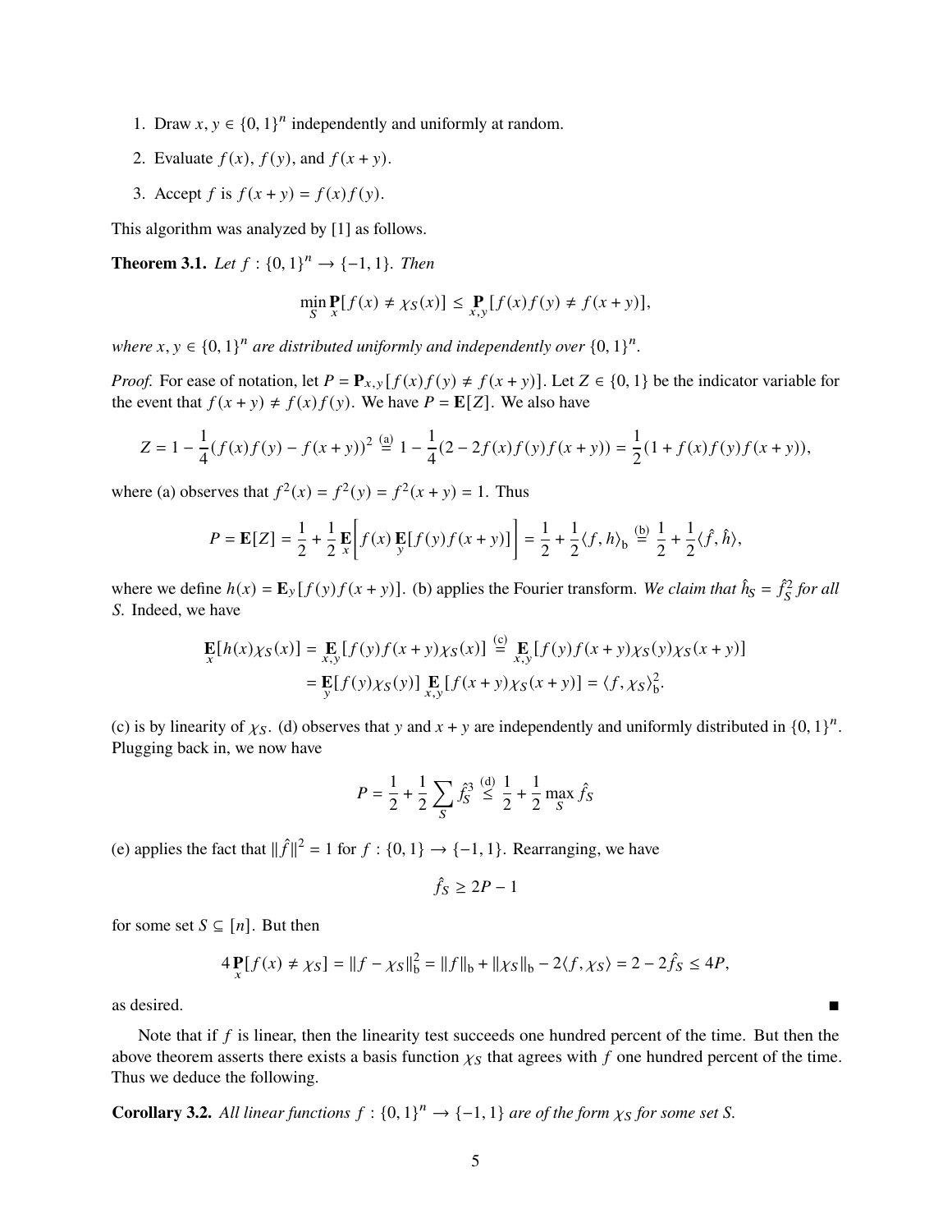1. Draw $x, y \in \{0, 1\}^n$ independently and uniformly at random.
2. Evaluate $f(x)$, $f(y)$, and $f(x+y)$.
3. Accept $f$ is $f(x+y) = f(x)f(y)$.

This algorithm was analyzed by [1] as follows.

**Theorem 3.1.** *Let $f : \{0, 1\}^n \to \{-1, 1\}$. Then*

$$\min_S \mathbf{P}_x[f(x) \neq \chi_S(x)] \leq \mathbf{P}_{x,y}[f(x)f(y) \neq f(x+y)],$$

*where $x, y \in \{0, 1\}^n$ are distributed uniformly and independently over $\{0, 1\}^n$.*

*Proof.* For ease of notation, let $P = \mathbf{P}_{x,y}[f(x)f(y) \neq f(x+y)]$. Let $Z \in \{0, 1\}$ be the indicator variable for the event that $f(x+y) \neq f(x)f(y)$. We have $P = \mathbf{E}[Z]$. We also have

$$Z = 1 - \frac{1}{4}(f(x)f(y) - f(x+y))^2 \overset{(a)}{=} 1 - \frac{1}{4}(2 - 2f(x)f(y)f(x+y)) = \frac{1}{2}(1 + f(x)f(y)f(x+y)),$$

where (a) observes that $f^2(x) = f^2(y) = f^2(x+y) = 1$. Thus

$$P = \mathbf{E}[Z] = \frac{1}{2} + \frac{1}{2}\mathbf{E}_x\left[f(x)\mathbf{E}_y[f(y)f(x+y)]\right] = \frac{1}{2} + \frac{1}{2}\langle f, h\rangle_{\mathrm{b}} \overset{(b)}{=} \frac{1}{2} + \frac{1}{2}\langle \hat{f}, \hat{h}\rangle,$$

where we define $h(x) = \mathbf{E}_y[f(y)f(x+y)]$. (b) applies the Fourier transform. *We claim that $\hat{h}_S = \hat{f}_S^2$ for all $S$.* Indeed, we have

$$\begin{aligned}
\mathbf{E}_x[h(x)\chi_S(x)] &= \mathbf{E}_{x,y}[f(y)f(x+y)\chi_S(x)] \overset{(c)}{=} \mathbf{E}_{x,y}[f(y)f(x+y)\chi_S(y)\chi_S(x+y)] \\
&= \mathbf{E}_y[f(y)\chi_S(y)]\,\mathbf{E}_{x,y}[f(x+y)\chi_S(x+y)] = \langle f, \chi_S\rangle_{\mathrm{b}}^2.
\end{aligned}$$

(c) is by linearity of $\chi_S$. (d) observes that $y$ and $x+y$ are independently and uniformly distributed in $\{0, 1\}^n$. Plugging back in, we now have

$$P = \frac{1}{2} + \frac{1}{2}\sum_S \hat{f}_S^3 \overset{(d)}{\leq} \frac{1}{2} + \frac{1}{2}\max_S \hat{f}_S$$

(e) applies the fact that $\|\hat{f}\|^2 = 1$ for $f : \{0, 1\} \to \{-1, 1\}$. Rearranging, we have

$$\hat{f}_S \geq 2P - 1$$

for some set $S \subseteq [n]$. But then

$$4\mathbf{P}_x[f(x) \neq \chi_S] = \|f - \chi_S\|_{\mathrm{b}}^2 = \|f\|_{\mathrm{b}} + \|\chi_S\|_{\mathrm{b}} - 2\langle f, \chi_S\rangle = 2 - 2\hat{f}_S \leq 4P,$$

as desired. ■

Note that if $f$ is linear, then the linearity test succeeds one hundred percent of the time. But then the above theorem asserts there exists a basis function $\chi_S$ that agrees with $f$ one hundred percent of the time. Thus we deduce the following.

**Corollary 3.2.** *All linear functions $f : \{0, 1\}^n \to \{-1, 1\}$ are of the form $\chi_S$ for some set $S$.*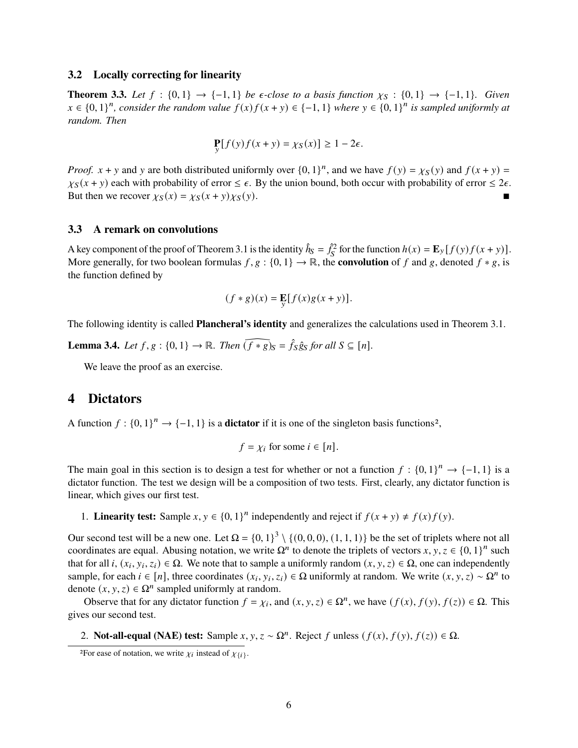### 3.2 Locally correcting for linearity

**Theorem 3.3.** *Let $f : \{0,1\} \to \{-1,1\}$ be $\epsilon$-close to a basis function $\chi_S : \{0,1\} \to \{-1,1\}$. Given $x \in \{0,1\}^n$, consider the random value $f(x)f(x+y) \in \{-1,1\}$ where $y \in \{0,1\}^n$ is sampled uniformly at random. Then*

$$\mathbf{P}_y[f(y)f(x+y) = \chi_S(x)] \geq 1 - 2\epsilon.$$

*Proof.* $x + y$ and $y$ are both distributed uniformly over $\{0,1\}^n$, and we have $f(y) = \chi_S(y)$ and $f(x+y) = \chi_S(x+y)$ each with probability of error $\leq \epsilon$. By the union bound, both occur with probability of error $\leq 2\epsilon$. But then we recover $\chi_S(x) = \chi_S(x+y)\chi_S(y)$. ■

### 3.3 A remark on convolutions

A key component of the proof of Theorem 3.1 is the identity $\hat{h}_S = \hat{f}_S^2$ for the function $h(x) = \mathbf{E}_y[f(y)f(x+y)]$. More generally, for two boolean formulas $f, g : \{0,1\} \to \mathbb{R}$, the **convolution** of $f$ and $g$, denoted $f * g$, is the function defined by

$$(f * g)(x) = \mathbf{E}_y[f(x)g(x+y)].$$

The following identity is called **Plancheral's identity** and generalizes the calculations used in Theorem 3.1.

**Lemma 3.4.** *Let $f, g : \{0,1\} \to \mathbb{R}$. Then $\widehat{(f * g)}_S = \hat{f}_S \hat{g}_S$ for all $S \subseteq [n]$.*

We leave the proof as an exercise.

## 4 Dictators

A function $f : \{0,1\}^n \to \{-1,1\}$ is a **dictator** if it is one of the singleton basis functions[2],

$$f = \chi_i \text{ for some } i \in [n].$$

The main goal in this section is to design a test for whether or not a function $f : \{0,1\}^n \to \{-1,1\}$ is a dictator function. The test we design will be a composition of two tests. First, clearly, any dictator function is linear, which gives our first test.

1. **Linearity test:** Sample $x, y \in \{0,1\}^n$ independently and reject if $f(x+y) \neq f(x)f(y)$.

Our second test will be a new one. Let $\Omega = \{0,1\}^3 \setminus \{(0,0,0),(1,1,1)\}$ be the set of triplets where not all coordinates are equal. Abusing notation, we write $\Omega^n$ to denote the triplets of vectors $x, y, z \in \{0,1\}^n$ such that for all $i$, $(x_i, y_i, z_i) \in \Omega$. We note that to sample a uniformly random $(x, y, z) \in \Omega$, one can independently sample, for each $i \in [n]$, three coordinates $(x_i, y_i, z_i) \in \Omega$ uniformly at random. We write $(x, y, z) \sim \Omega^n$ to denote $(x, y, z) \in \Omega^n$ sampled uniformly at random.

Observe that for any dictator function $f = \chi_i$, and $(x, y, z) \in \Omega^n$, we have $(f(x), f(y), f(z)) \in \Omega$. This gives our second test.

2. **Not-all-equal (NAE) test:** Sample $x, y, z \sim \Omega^n$. Reject $f$ unless $(f(x), f(y), f(z)) \in \Omega$.

[2] For ease of notation, we write $\chi_i$ instead of $\chi_{\{i\}}$.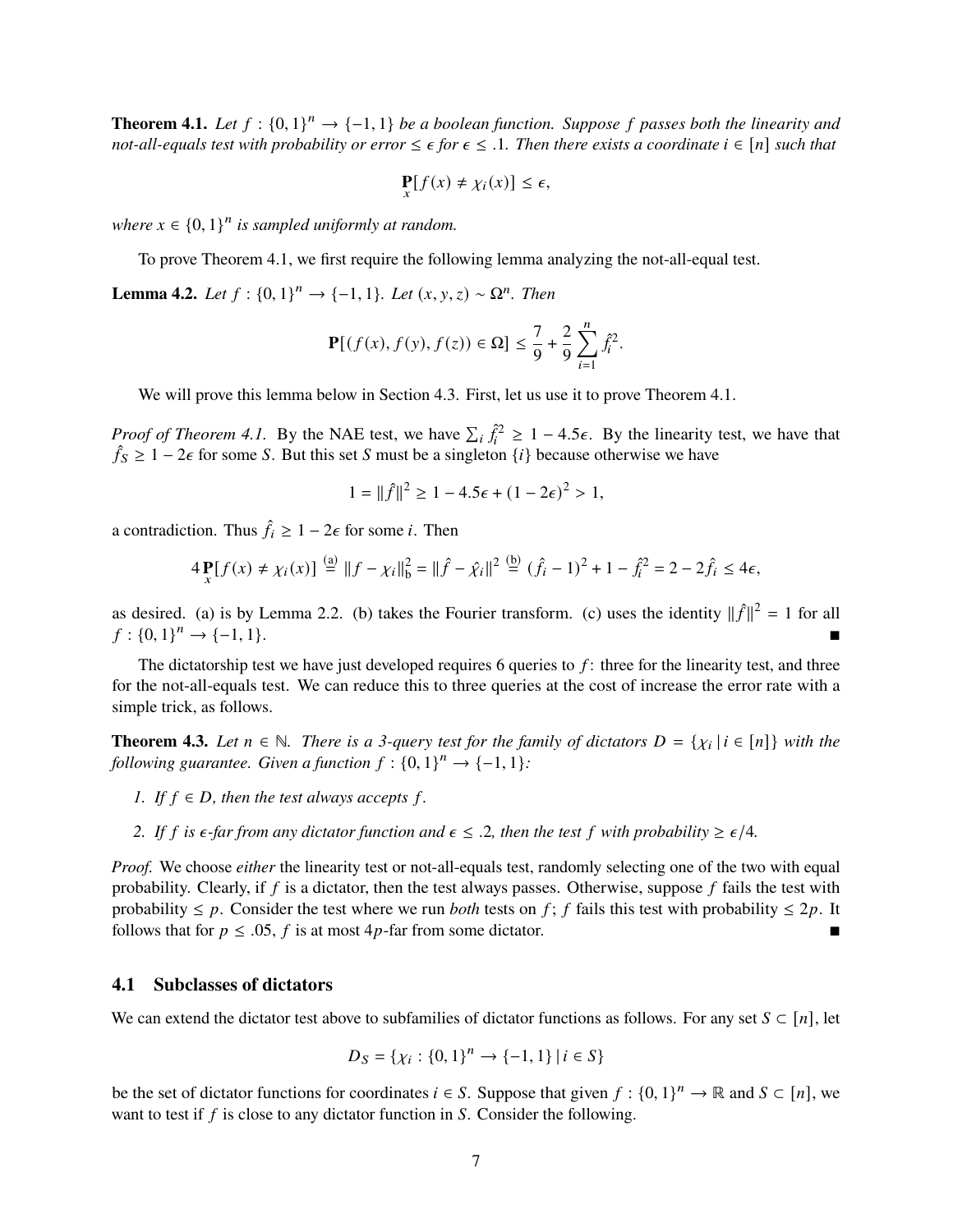**Theorem 4.1.** *Let $f : \{0,1\}^n \to \{-1,1\}$ be a boolean function. Suppose $f$ passes both the linearity and not-all-equals test with probability or error $\leq \epsilon$ for $\epsilon \leq .1$. Then there exists a coordinate $i \in [n]$ such that*

$$\mathop{\mathbf{P}}_{x}[f(x) \neq \chi_i(x)] \leq \epsilon,$$

*where $x \in \{0,1\}^n$ is sampled uniformly at random.*

To prove Theorem 4.1, we first require the following lemma analyzing the not-all-equal test.

**Lemma 4.2.** *Let $f : \{0,1\}^n \to \{-1,1\}$. Let $(x, y, z) \sim \Omega^n$. Then*

$$\mathbf{P}[(f(x), f(y), f(z)) \in \Omega] \leq \frac{7}{9} + \frac{2}{9}\sum_{i=1}^{n} \hat{f}_i^2.$$

We will prove this lemma below in Section 4.3. First, let us use it to prove Theorem 4.1.

*Proof of Theorem 4.1.* By the NAE test, we have $\sum_i \hat{f}_i^2 \geq 1 - 4.5\epsilon$. By the linearity test, we have that $\hat{f}_S \geq 1 - 2\epsilon$ for some $S$. But this set $S$ must be a singleton $\{i\}$ because otherwise we have

$$1 = \|\hat{f}\|^2 \geq 1 - 4.5\epsilon + (1 - 2\epsilon)^2 > 1,$$

a contradiction. Thus $\hat{f}_i \geq 1 - 2\epsilon$ for some $i$. Then

$$4 \mathop{\mathbf{P}}_{x}[f(x) \neq \chi_i(x)] \overset{(a)}{=} \|f - \chi_i\|_{\mathrm{b}}^2 = \|\hat{f} - \hat{\chi}_i\|^2 \overset{(b)}{=} (\hat{f}_i - 1)^2 + 1 - \hat{f}_i^2 = 2 - 2\hat{f}_i \leq 4\epsilon,$$

as desired. (a) is by Lemma 2.2. (b) takes the Fourier transform. (c) uses the identity $\|\hat{f}\|^2 = 1$ for all $f : \{0,1\}^n \to \{-1,1\}$. ∎

The dictatorship test we have just developed requires 6 queries to $f$: three for the linearity test, and three for the not-all-equals test. We can reduce this to three queries at the cost of increase the error rate with a simple trick, as follows.

**Theorem 4.3.** *Let $n \in \mathbb{N}$. There is a 3-query test for the family of dictators $D = \{\chi_i \mid i \in [n]\}$ with the following guarantee. Given a function $f : \{0,1\}^n \to \{-1,1\}$:*

1. *If $f \in D$, then the test always accepts $f$.*
2. *If $f$ is $\epsilon$-far from any dictator function and $\epsilon \leq .2$, then the test $f$ with probability $\geq \epsilon/4$.*

*Proof.* We choose *either* the linearity test or not-all-equals test, randomly selecting one of the two with equal probability. Clearly, if $f$ is a dictator, then the test always passes. Otherwise, suppose $f$ fails the test with probability $\leq p$. Consider the test where we run *both* tests on $f$; $f$ fails this test with probability $\leq 2p$. It follows that for $p \leq .05$, $f$ is at most $4p$-far from some dictator. ∎

## 4.1 Subclasses of dictators

We can extend the dictator test above to subfamilies of dictator functions as follows. For any set $S \subset [n]$, let

$$D_S = \{\chi_i : \{0,1\}^n \to \{-1,1\} \mid i \in S\}$$

be the set of dictator functions for coordinates $i \in S$. Suppose that given $f : \{0,1\}^n \to \mathbb{R}$ and $S \subset [n]$, we want to test if $f$ is close to any dictator function in $S$. Consider the following.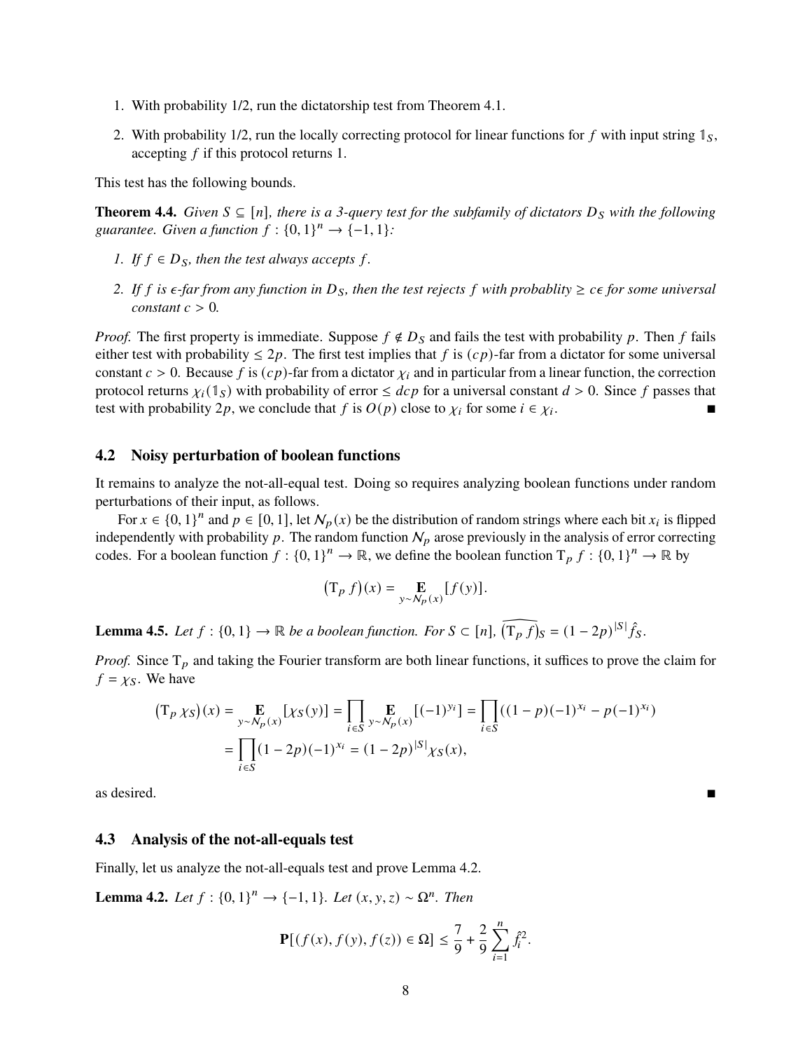1. With probability 1/2, run the dictatorship test from Theorem 4.1.
2. With probability 1/2, run the locally correcting protocol for linear functions for $f$ with input string $\mathbb{1}_S$, accepting $f$ if this protocol returns 1.

This test has the following bounds.

**Theorem 4.4.** *Given $S \subseteq [n]$, there is a 3-query test for the subfamily of dictators $D_S$ with the following guarantee. Given a function $f : \{0,1\}^n \to \{-1,1\}$:*

1. *If $f \in D_S$, then the test always accepts $f$.*
2. *If $f$ is $\epsilon$-far from any function in $D_S$, then the test rejects $f$ with probablity $\geq c\epsilon$ for some universal constant $c > 0$.*

*Proof.* The first property is immediate. Suppose $f \notin D_S$ and fails the test with probability $p$. Then $f$ fails either test with probability $\leq 2p$. The first test implies that $f$ is $(cp)$-far from a dictator for some universal constant $c > 0$. Because $f$ is $(cp)$-far from a dictator $\chi_i$ and in particular from a linear function, the correction protocol returns $\chi_i(\mathbb{1}_S)$ with probability of error $\leq dcp$ for a universal constant $d > 0$. Since $f$ passes that test with probability $2p$, we conclude that $f$ is $O(p)$ close to $\chi_i$ for some $i \in \chi_i$. ■

## 4.2 Noisy perturbation of boolean functions

It remains to analyze the not-all-equal test. Doing so requires analyzing boolean functions under random perturbations of their input, as follows.

For $x \in \{0,1\}^n$ and $p \in [0,1]$, let $\mathcal{N}_p(x)$ be the distribution of random strings where each bit $x_i$ is flipped independently with probability $p$. The random function $\mathcal{N}_p$ arose previously in the analysis of error correcting codes. For a boolean function $f : \{0,1\}^n \to \mathbb{R}$, we define the boolean function $\mathrm{T}_p\, f : \{0,1\}^n \to \mathbb{R}$ by

$$\big(\mathrm{T}_p\, f\big)(x) = \mathop{\mathbf{E}}_{y \sim \mathcal{N}_p(x)}[f(y)].$$

**Lemma 4.5.** *Let $f : \{0,1\} \to \mathbb{R}$ be a boolean function. For $S \subset [n]$, $\widehat{\big(\mathrm{T}_p\, f\big)}_S = (1-2p)^{|S|} \hat{f}_S$.*

*Proof.* Since $\mathrm{T}_p$ and taking the Fourier transform are both linear functions, it suffices to prove the claim for $f = \chi_S$. We have

$$\begin{aligned}
\big(\mathrm{T}_p\, \chi_S\big)(x) &= \mathop{\mathbf{E}}_{y \sim \mathcal{N}_p(x)}[\chi_S(y)] = \prod_{i \in S} \mathop{\mathbf{E}}_{y \sim \mathcal{N}_p(x)}[(-1)^{y_i}] = \prod_{i \in S}((1-p)(-1)^{x_i} - p(-1)^{x_i}) \\
&= \prod_{i \in S}(1-2p)(-1)^{x_i} = (1-2p)^{|S|}\chi_S(x),
\end{aligned}$$

as desired. ■

## 4.3 Analysis of the not-all-equals test

Finally, let us analyze the not-all-equals test and prove Lemma 4.2.

**Lemma 4.2.** *Let $f : \{0,1\}^n \to \{-1,1\}$. Let $(x,y,z) \sim \Omega^n$. Then*

$$\mathbf{P}[(f(x), f(y), f(z)) \in \Omega] \leq \frac{7}{9} + \frac{2}{9}\sum_{i=1}^{n} \hat{f}_i^2.$$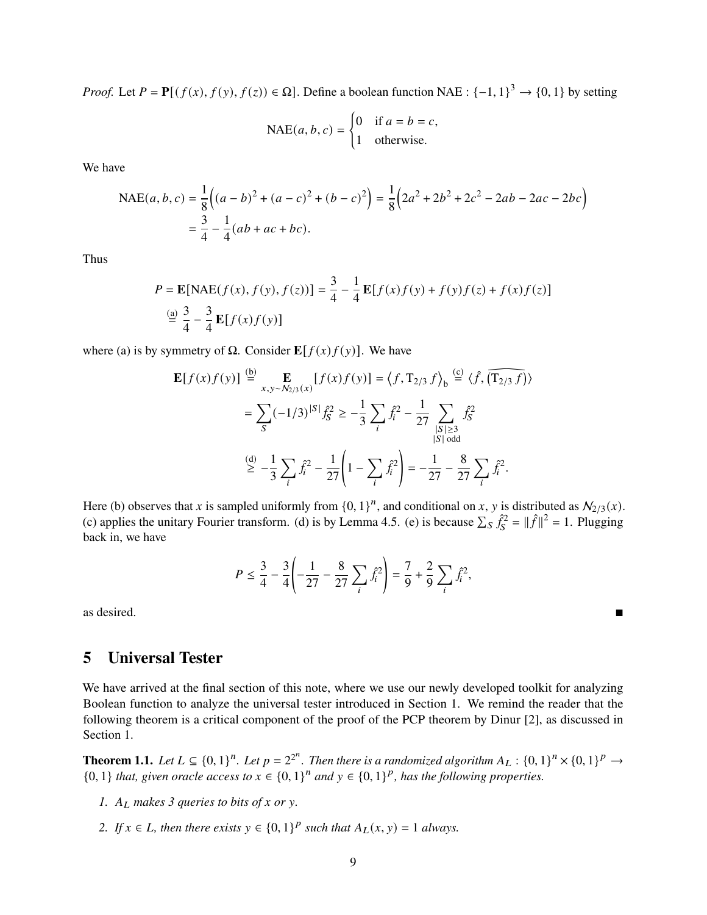*Proof.* Let $P = \mathbf{P}[(f(x), f(y), f(z)) \in \Omega]$. Define a boolean function NAE : $\{-1, 1\}^3 \to \{0, 1\}$ by setting

$$\mathrm{NAE}(a, b, c) = \begin{cases} 0 & \text{if } a = b = c, \\ 1 & \text{otherwise.} \end{cases}$$

We have

$$\begin{aligned} \mathrm{NAE}(a, b, c) &= \frac{1}{8}\Big((a-b)^2 + (a-c)^2 + (b-c)^2\Big) = \frac{1}{8}\Big(2a^2 + 2b^2 + 2c^2 - 2ab - 2ac - 2bc\Big) \\ &= \frac{3}{4} - \frac{1}{4}(ab + ac + bc). \end{aligned}$$

Thus

$$\begin{aligned} P = \mathbf{E}[\mathrm{NAE}(f(x), f(y), f(z))] &= \frac{3}{4} - \frac{1}{4}\mathbf{E}[f(x)f(y) + f(y)f(z) + f(x)f(z)] \\ &\overset{(a)}{=} \frac{3}{4} - \frac{3}{4}\mathbf{E}[f(x)f(y)] \end{aligned}$$

where (a) is by symmetry of $\Omega$. Consider $\mathbf{E}[f(x)f(y)]$. We have

$$\begin{aligned} \mathbf{E}[f(x)f(y)] &\overset{(b)}{=} \mathop{\mathbf{E}}_{x, y \sim \mathcal{N}_{2/3}(x)}[f(x)f(y)] = \left\langle f, \mathrm{T}_{2/3} f \right\rangle_{\mathrm{b}} \overset{(c)}{=} \langle \hat{f}, \widehat{(\mathrm{T}_{2/3} f)} \rangle \\ &= \sum_S (-1/3)^{|S|} \hat{f}_S^2 \geq -\frac{1}{3}\sum_i \hat{f}_i^2 - \frac{1}{27}\sum_{\substack{|S| \geq 3 \\ |S| \text{ odd}}} \hat{f}_S^2 \\ &\overset{(d)}{\geq} -\frac{1}{3}\sum_i \hat{f}_i^2 - \frac{1}{27}\left(1 - \sum_i \hat{f}_i^2\right) = -\frac{1}{27} - \frac{8}{27}\sum_i \hat{f}_i^2. \end{aligned}$$

Here (b) observes that $x$ is sampled uniformly from $\{0, 1\}^n$, and conditional on $x$, $y$ is distributed as $\mathcal{N}_{2/3}(x)$. (c) applies the unitary Fourier transform. (d) is by Lemma 4.5. (e) is because $\sum_S \hat{f}_S^2 = \|\hat{f}\|^2 = 1$. Plugging back in, we have

$$P \leq \frac{3}{4} - \frac{3}{4}\left(-\frac{1}{27} - \frac{8}{27}\sum_i \hat{f}_i^2\right) = \frac{7}{9} + \frac{2}{9}\sum_i \hat{f}_i^2,$$

as desired. ∎

## 5 Universal Tester

We have arrived at the final section of this note, where we use our newly developed toolkit for analyzing Boolean function to analyze the universal tester introduced in Section 1. We remind the reader that the following theorem is a critical component of the proof of the PCP theorem by Dinur [2], as discussed in Section 1.

**Theorem 1.1.** *Let $L \subseteq \{0, 1\}^n$. Let $p = 2^{2^n}$. Then there is a randomized algorithm $A_L : \{0, 1\}^n \times \{0, 1\}^p \to \{0, 1\}$ that, given oracle access to $x \in \{0, 1\}^n$ and $y \in \{0, 1\}^p$, has the following properties.*

1. *$A_L$ makes 3 queries to bits of $x$ or $y$.*
2. *If $x \in L$, then there exists $y \in \{0, 1\}^p$ such that $A_L(x, y) = 1$ always.*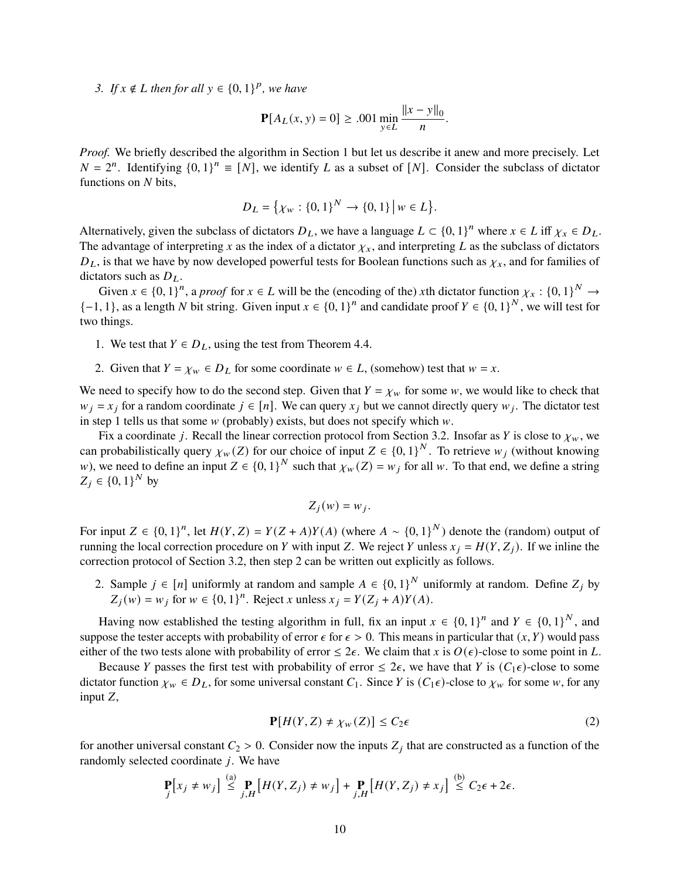3. *If $x \notin L$ then for all $y \in \{0,1\}^p$, we have*

$$\mathbf{P}[A_L(x,y) = 0] \geq .001 \min_{y \in L} \frac{\|x - y\|_0}{n}.$$

*Proof.* We briefly described the algorithm in Section 1 but let us describe it anew and more precisely. Let $N = 2^n$. Identifying $\{0,1\}^n \equiv [N]$, we identify $L$ as a subset of $[N]$. Consider the subclass of dictator functions on $N$ bits,

$$D_L = \left\{ \chi_w : \{0,1\}^N \to \{0,1\} \,\middle|\, w \in L \right\}.$$

Alternatively, given the subclass of dictators $D_L$, we have a language $L \subset \{0,1\}^n$ where $x \in L$ iff $\chi_x \in D_L$. The advantage of interpreting $x$ as the index of a dictator $\chi_x$, and interpreting $L$ as the subclass of dictators $D_L$, is that we have by now developed powerful tests for Boolean functions such as $\chi_x$, and for families of dictators such as $D_L$.

Given $x \in \{0,1\}^n$, a *proof* for $x \in L$ will be the (encoding of the) $x$th dictator function $\chi_x : \{0,1\}^N \to \{-1,1\}$, as a length $N$ bit string. Given input $x \in \{0,1\}^n$ and candidate proof $Y \in \{0,1\}^N$, we will test for two things.

1. We test that $Y \in D_L$, using the test from Theorem 4.4.
2. Given that $Y = \chi_w \in D_L$ for some coordinate $w \in L$, (somehow) test that $w = x$.

We need to specify how to do the second step. Given that $Y = \chi_w$ for some $w$, we would like to check that $w_j = x_j$ for a random coordinate $j \in [n]$. We can query $x_j$ but we cannot directly query $w_j$. The dictator test in step 1 tells us that some $w$ (probably) exists, but does not specify which $w$.

Fix a coordinate $j$. Recall the linear correction protocol from Section 3.2. Insofar as $Y$ is close to $\chi_w$, we can probabilistically query $\chi_w(Z)$ for our choice of input $Z \in \{0,1\}^N$. To retrieve $w_j$ (without knowing $w$), we need to define an input $Z \in \{0,1\}^N$ such that $\chi_w(Z) = w_j$ for all $w$. To that end, we define a string $Z_j \in \{0,1\}^N$ by

$$Z_j(w) = w_j.$$

For input $Z \in \{0,1\}^n$, let $H(Y,Z) = Y(Z + A)Y(A)$ (where $A \sim \{0,1\}^N$) denote the (random) output of running the local correction procedure on $Y$ with input $Z$. We reject $Y$ unless $x_j = H(Y, Z_j)$. If we inline the correction protocol of Section 3.2, then step 2 can be written out explicitly as follows.

2. Sample $j \in [n]$ uniformly at random and sample $A \in \{0,1\}^N$ uniformly at random. Define $Z_j$ by $Z_j(w) = w_j$ for $w \in \{0,1\}^n$. Reject $x$ unless $x_j = Y(Z_j + A)Y(A)$.

Having now established the testing algorithm in full, fix an input $x \in \{0,1\}^n$ and $Y \in \{0,1\}^N$, and suppose the tester accepts with probability of error $\epsilon$ for $\epsilon > 0$. This means in particular that $(x, Y)$ would pass either of the two tests alone with probability of error $\leq 2\epsilon$. We claim that $x$ is $O(\epsilon)$-close to some point in $L$.

Because $Y$ passes the first test with probability of error $\leq 2\epsilon$, we have that $Y$ is $(C_1\epsilon)$-close to some dictator function $\chi_w \in D_L$, for some universal constant $C_1$. Since $Y$ is $(C_1\epsilon)$-close to $\chi_w$ for some $w$, for any input $Z$,

$$\mathbf{P}[H(Y,Z) \neq \chi_w(Z)] \leq C_2 \epsilon \tag{2}$$

for another universal constant $C_2 > 0$. Consider now the inputs $Z_j$ that are constructed as a function of the randomly selected coordinate $j$. We have

$$\mathop{\mathbf{P}}_{j}\left[x_j \neq w_j\right] \overset{\text{(a)}}{\leq} \mathop{\mathbf{P}}_{j,H}\left[H(Y, Z_j) \neq w_j\right] + \mathop{\mathbf{P}}_{j,H}\left[H(Y, Z_j) \neq x_j\right] \overset{\text{(b)}}{\leq} C_2\epsilon + 2\epsilon.$$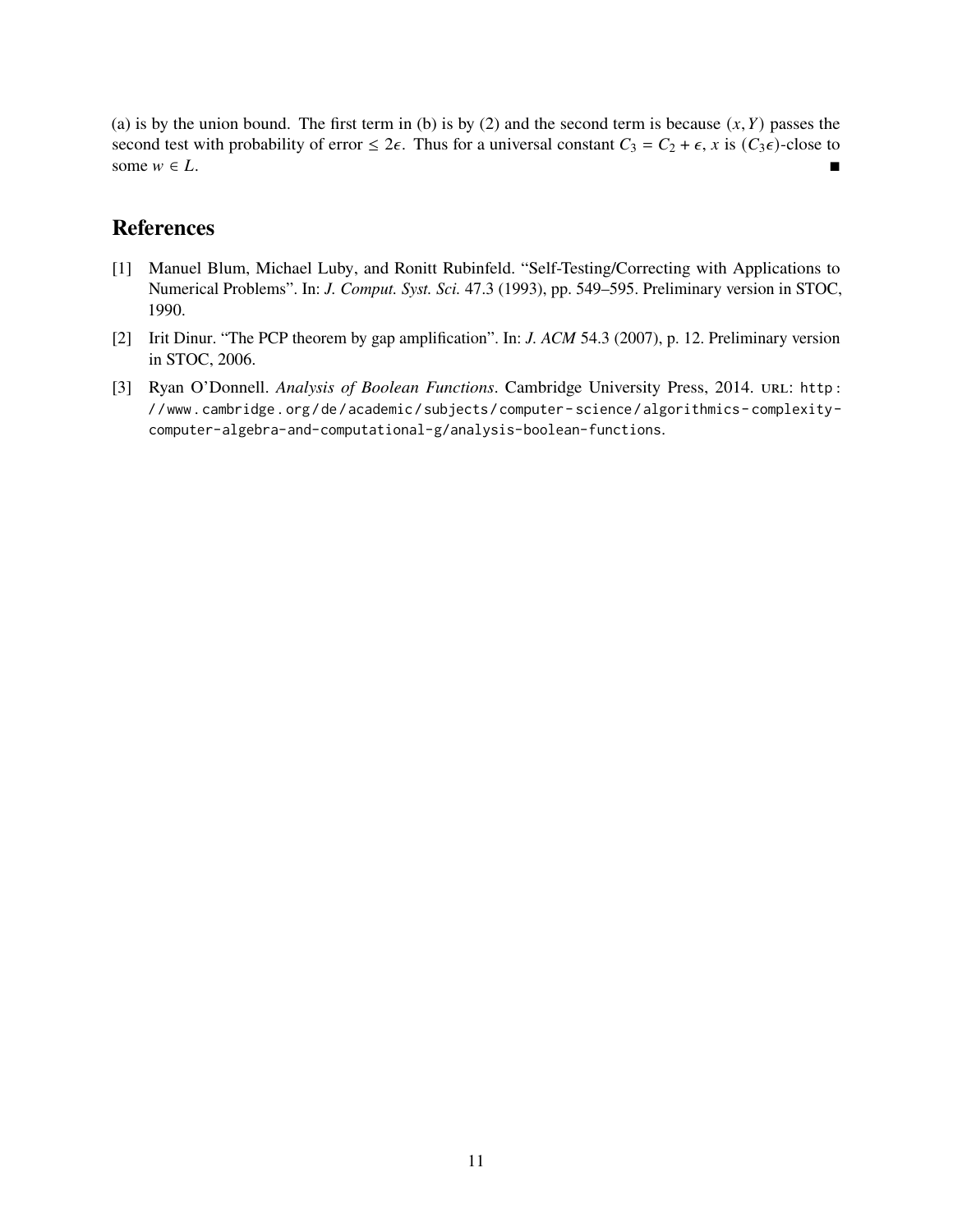(a) is by the union bound. The first term in (b) is by (2) and the second term is because $(x, Y)$ passes the second test with probability of error $\leq 2\epsilon$. Thus for a universal constant $C_3 = C_2 + \epsilon$, $x$ is $(C_3\epsilon)$-close to some $w \in L$. ■

## References

[1] Manuel Blum, Michael Luby, and Ronitt Rubinfeld. "Self-Testing/Correcting with Applications to Numerical Problems". In: *J. Comput. Syst. Sci.* 47.3 (1993), pp. 549–595. Preliminary version in STOC, 1990.

[2] Irit Dinur. "The PCP theorem by gap amplification". In: *J. ACM* 54.3 (2007), p. 12. Preliminary version in STOC, 2006.

[3] Ryan O'Donnell. *Analysis of Boolean Functions*. Cambridge University Press, 2014. URL: `http://www.cambridge.org/de/academic/subjects/computer-science/algorithmics-complexity-computer-algebra-and-computational-g/analysis-boolean-functions`.